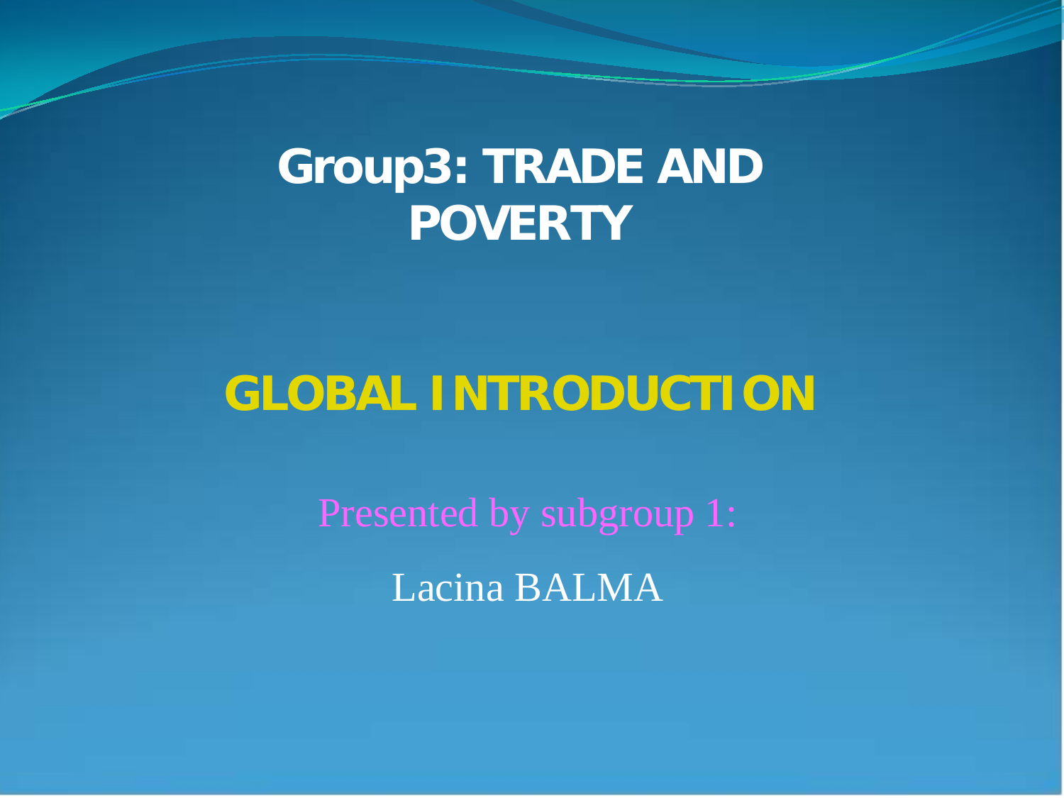# Group3: TRADE AND POVERTY

## GLOBAL INTRODUCTION

Presented by subgroup 1:

Lacina BALMA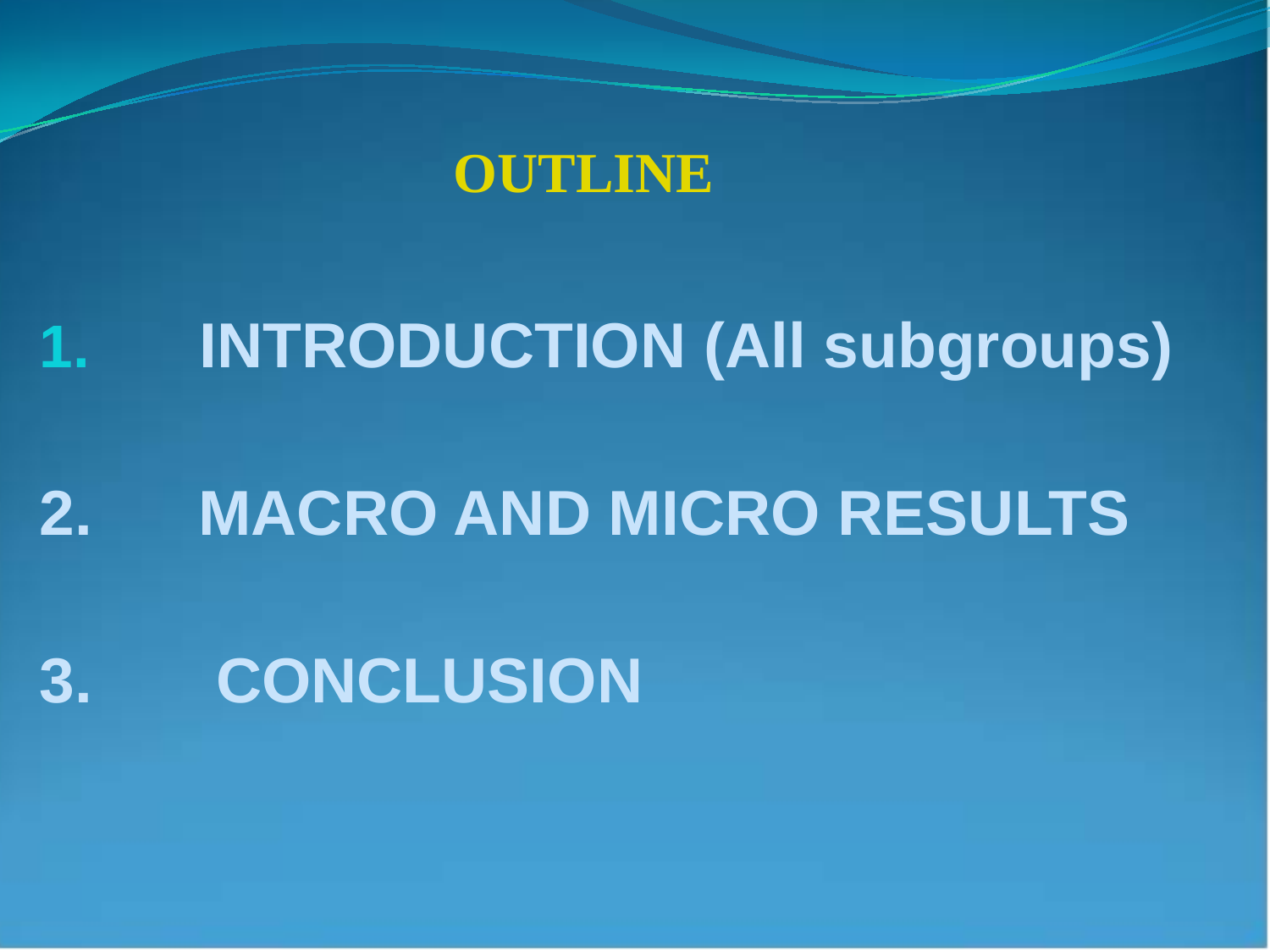# OUTLINE

1. INTRODUCTION (All subgroups)

2. MACRO AND MICRO RESULTS

3. CONCLUSION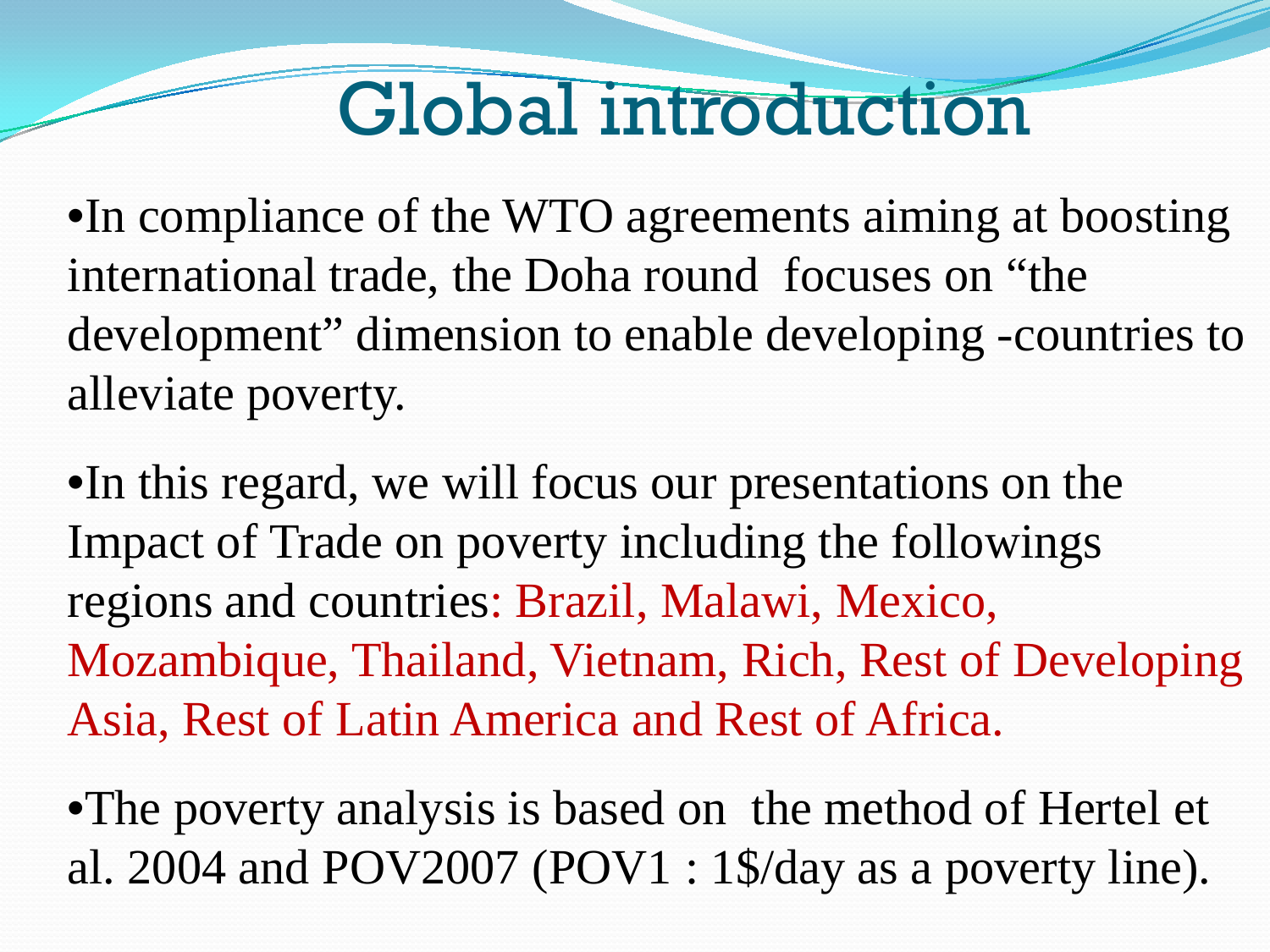# Global introduction

- In compliance of the WTO agreements aiming at boosting international trade, the Doha round focuses on "the development" dimension to enable developing -countries to alleviate poverty.

- In this regard, we will focus our presentations on the Impact of Trade on poverty including the followings regions and countries: Brazil, Malawi, Mexico, Mozambique, Thailand, Vietnam, Rich, Rest of Developing Asia, Rest of Latin America and Rest of Africa.

- The poverty analysis is based on the method of Hertel et al. 2004 and POV2007 (POV1 : 1$/day as a poverty line).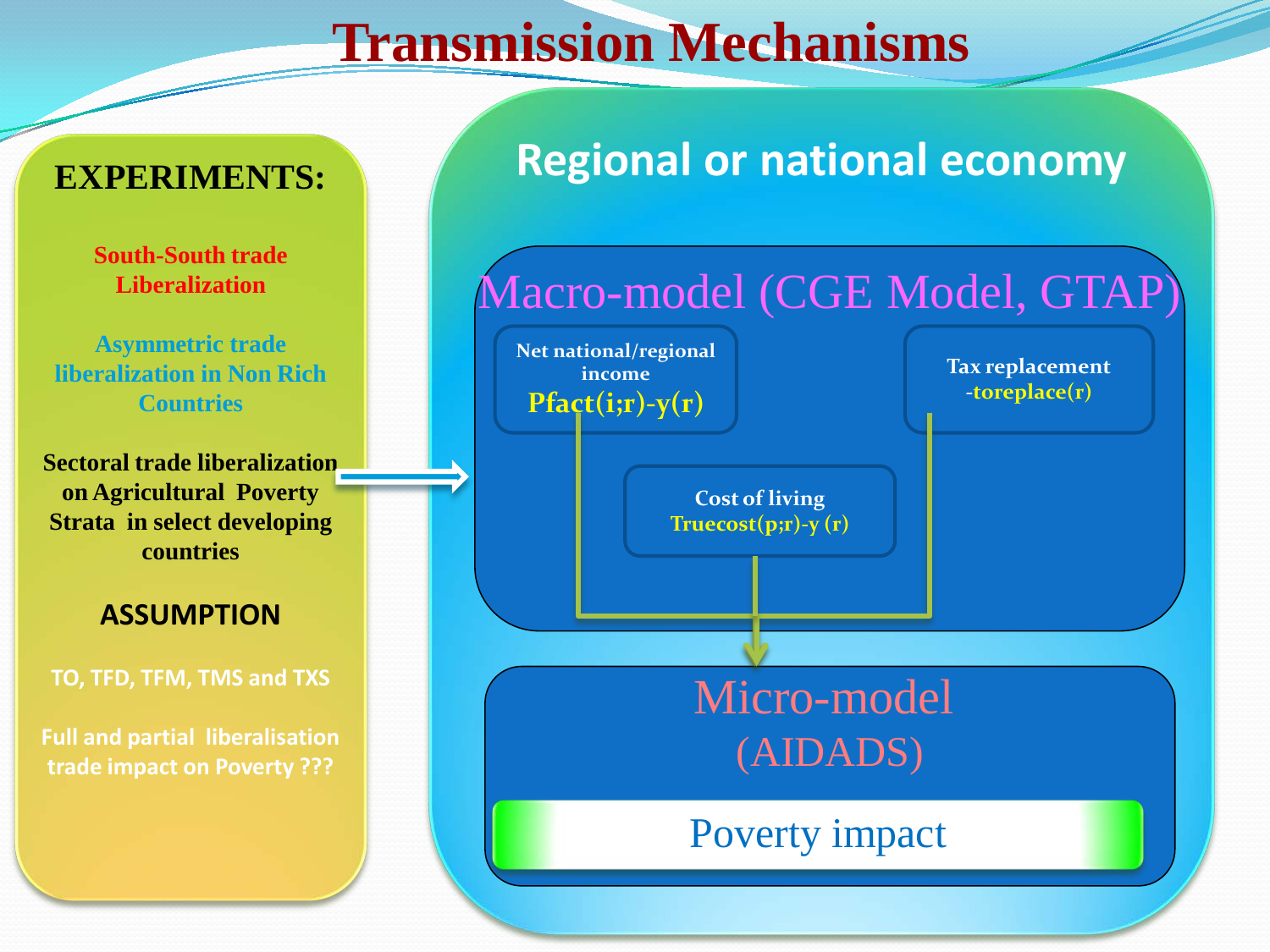# Transmission Mechanisms

## EXPERIMENTS:

South-South trade Liberalization

Asymmetric trade liberalization in Non Rich Countries

Sectoral trade liberalization on Agricultural Poverty Strata in select developing countries

### ASSUMPTION

TO, TFD, TFM, TMS and TXS

Full and partial liberalisation trade impact on Poverty ???

## Regional or national economy

### Macro-model (CGE Model, GTAP)

Net national/regional income
Pfact(i;r)-y(r)

Tax replacement
-toreplace(r)

Cost of living
Truecost(p;r)-y (r)

### Micro-model (AIDADS)

Poverty impact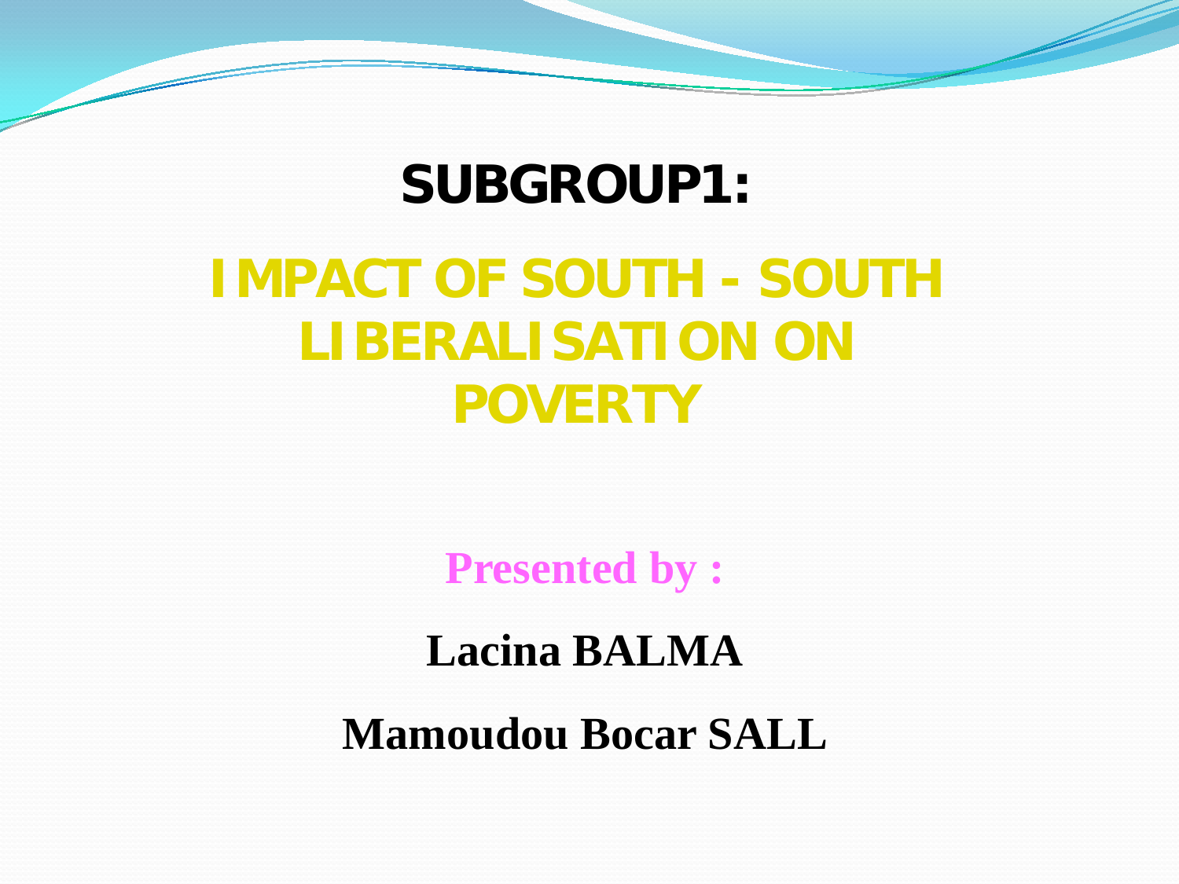# SUBGROUP1:

## IMPACT OF SOUTH - SOUTH LIBERALISATION ON POVERTY

**Presented by :**

**Lacina BALMA**

**Mamoudou Bocar SALL**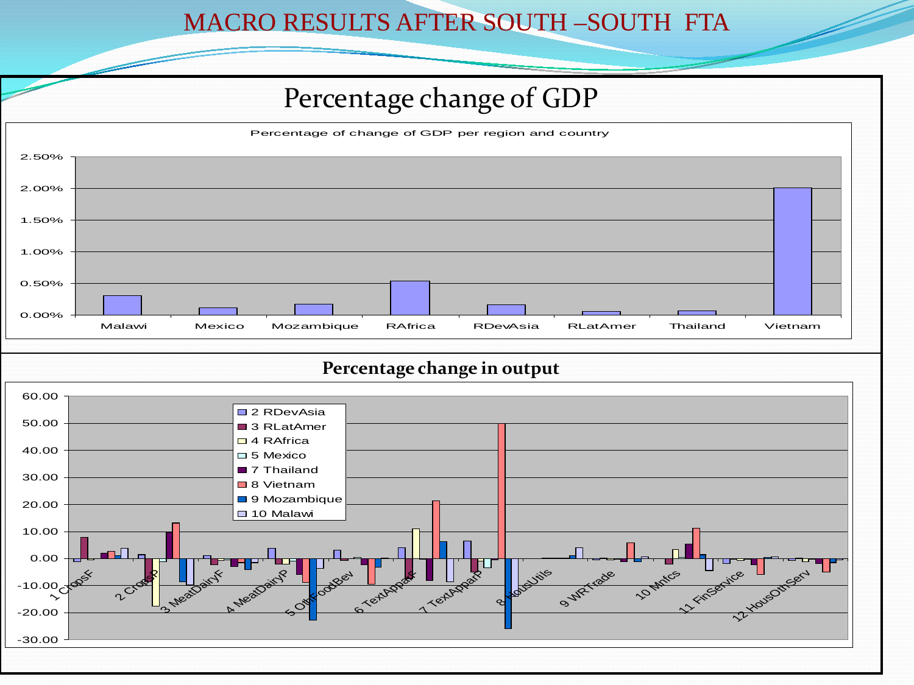# MACRO RESULTS AFTER SOUTH –SOUTH FTA

## Percentage change of GDP

Percentage of change of GDP per region and country

| Region/Country | GDP change |
| --- | --- |
| Malawi | ~0.30% |
| Mexico | ~0.12% |
| Mozambique | ~0.18% |
| RAfrica | ~0.54% |
| RDevAsia | ~0.16% |
| RLatAmer | ~0.06% |
| Thailand | ~0.07% |
| Vietnam | ~2.01% |

## Percentage change in output

Legend: 2 RDevAsia, 3 RLatAmer, 4 RAfrica, 5 Mexico, 7 Thailand, 8 Vietnam, 9 Mozambique, 10 Malawi

Sectors: 1 CropsF, 2 CropsP, 3 MeatDairyF, 4 MeatDairyP, 5 OthFoodBev, 6 TextApparF, 7 TextApparP, 8 HousUtils, 9 WRTrade, 10 Mnfcs, 11 FinService, 12 HousOthServ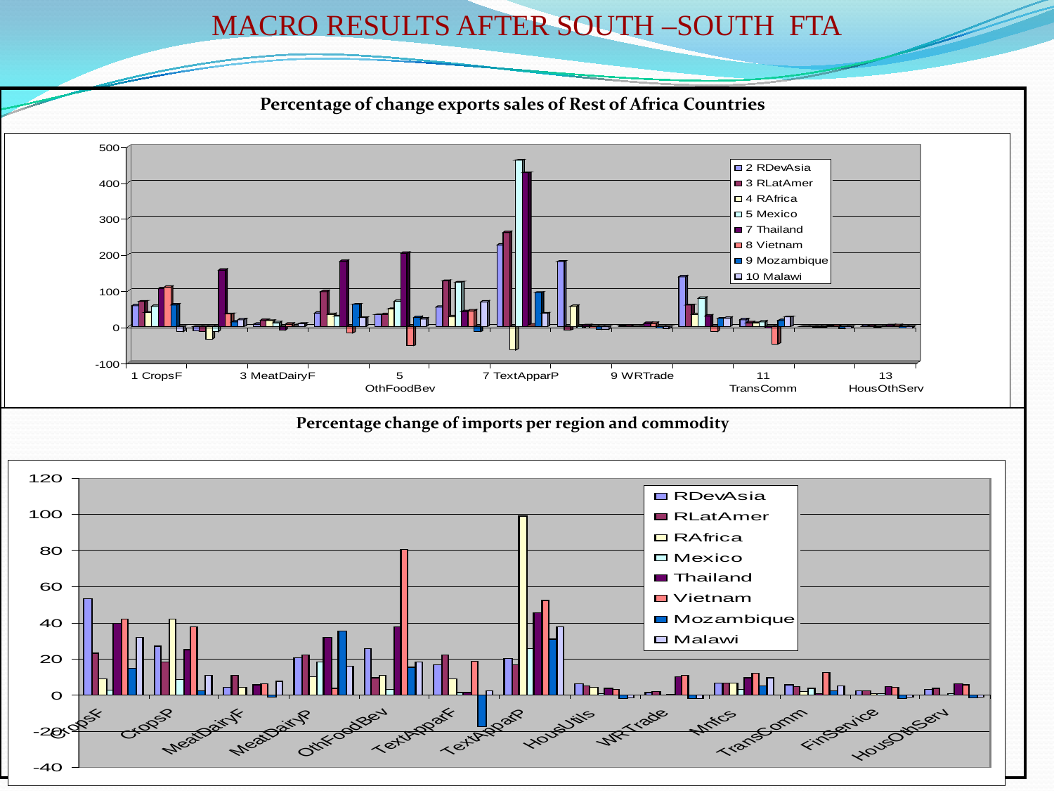# MACRO RESULTS AFTER SOUTH –SOUTH FTA

**Percentage of change exports sales of Rest of Africa Countries**

**Percentage change of imports per region and commodity**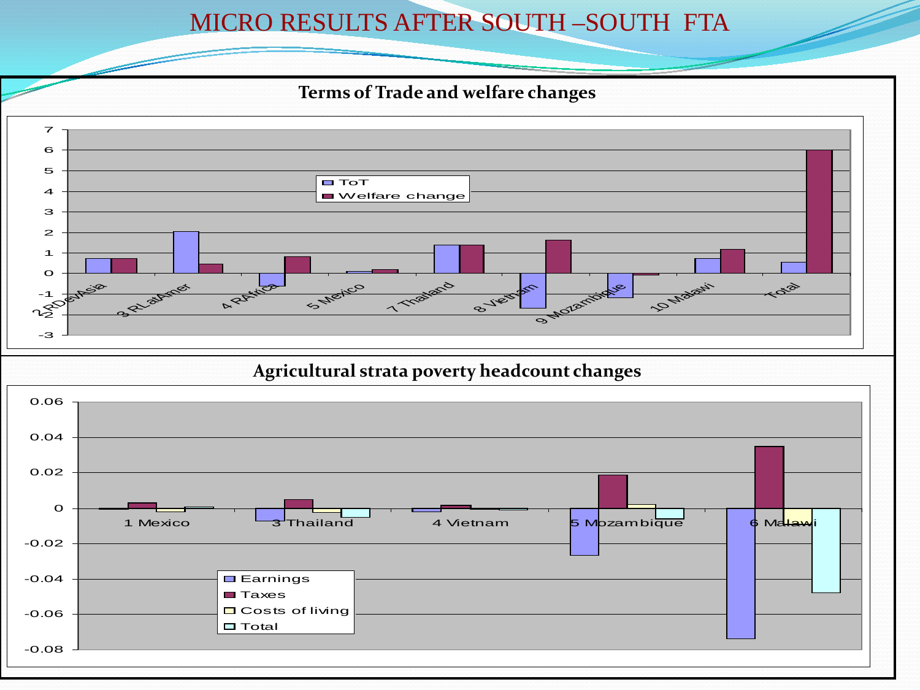# MICRO RESULTS AFTER SOUTH –SOUTH FTA

## Terms of Trade and welfare changes

ToT / Welfare change

2 RDevAsia, 3 RLatAmer, 4 RAfrica, 5 Mexico, 7 Thailand, 8 Vietnam, 9 Mozambique, 10 Malawi, Total

## Agricultural strata poverty headcount changes

Earnings / Taxes / Costs of living / Total

1 Mexico, 3 Thailand, 4 Vietnam, 5 Mozambique, 6 Malawi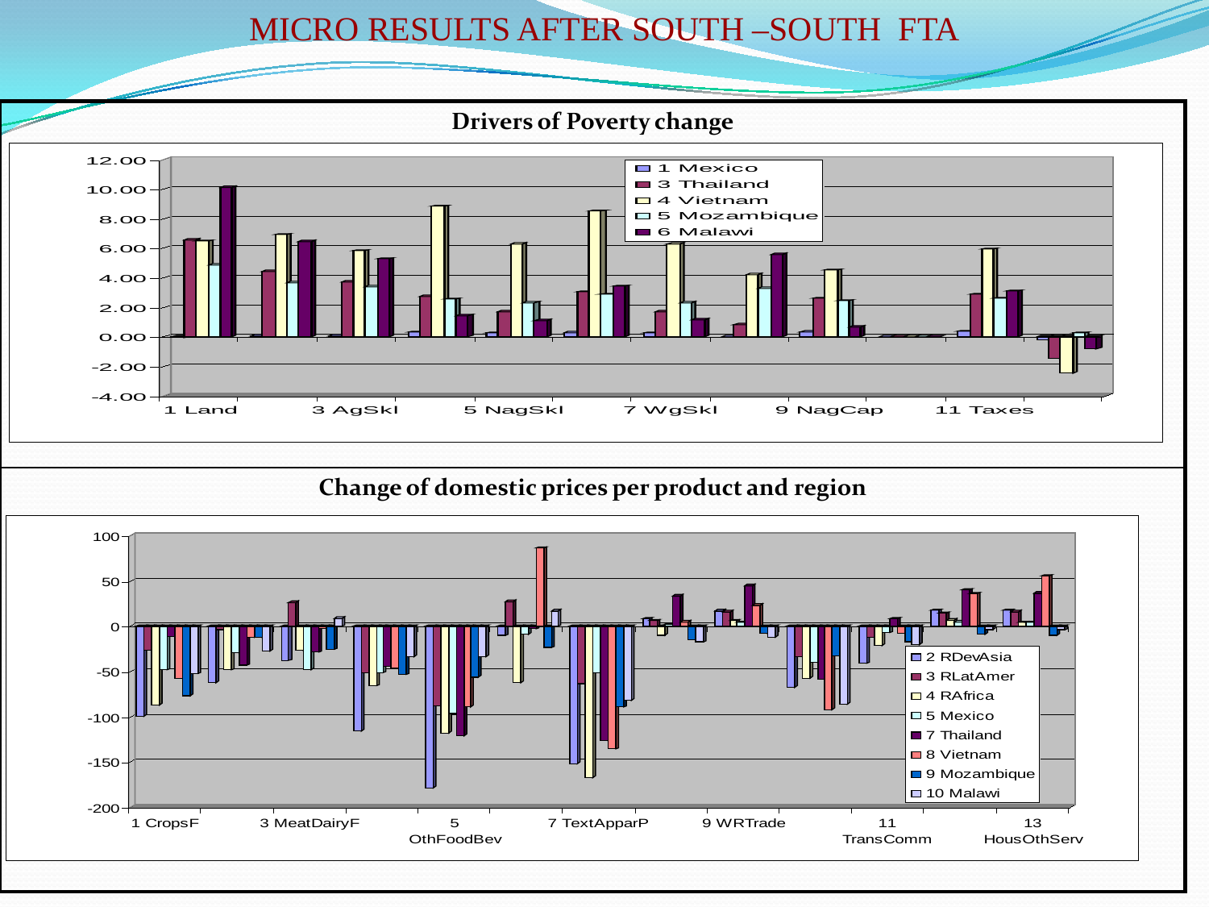# MICRO RESULTS AFTER SOUTH –SOUTH FTA

## Drivers of Poverty change

## Change of domestic prices per product and region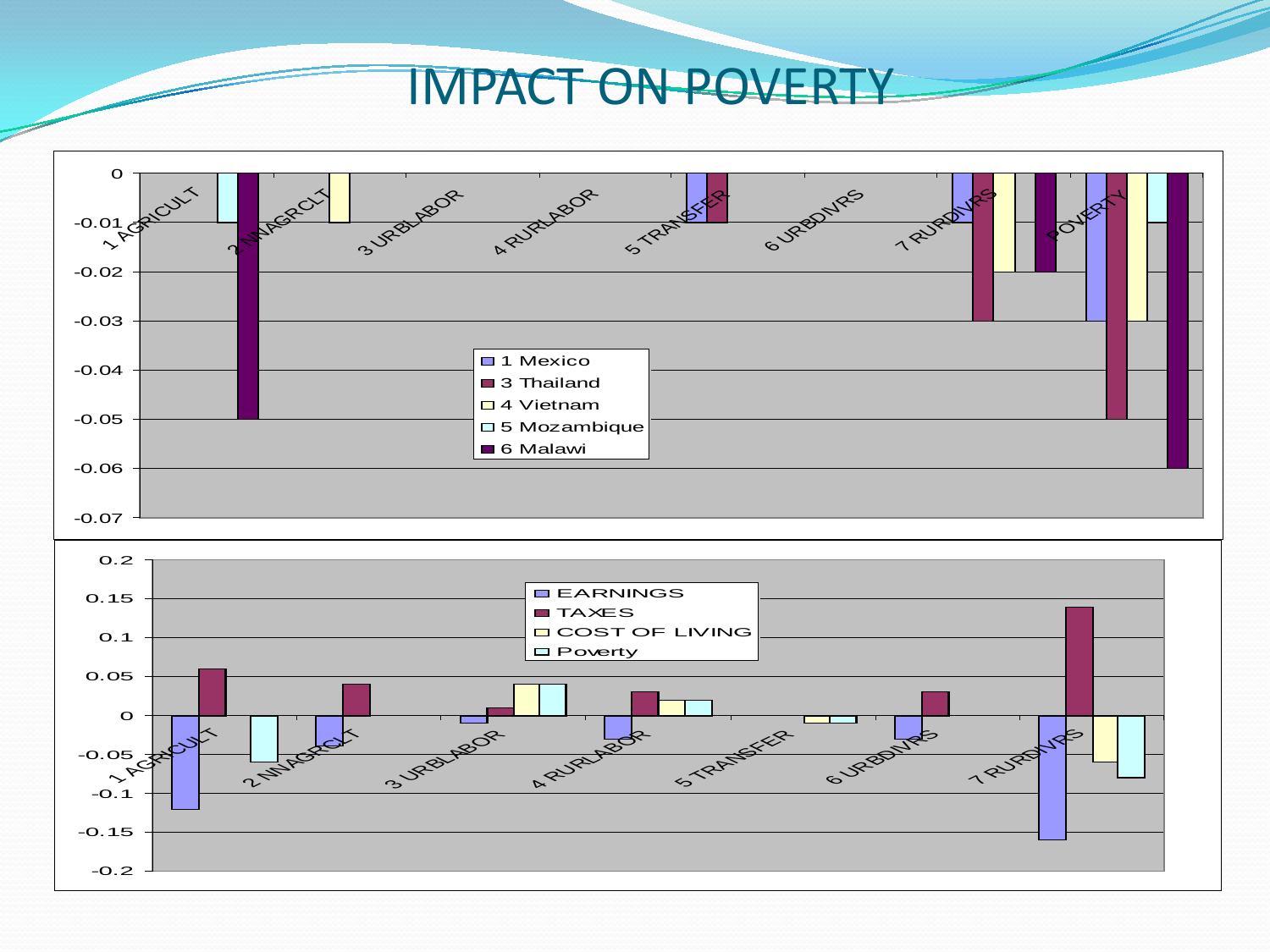# IMPACT ON POVERTY

| | 1 Mexico | 3 Thailand | 4 Vietnam | 5 Mozambique | 6 Malawi |
|---|---|---|---|---|---|
| 1 AGRICULT | | | | -0.01 | -0.05 |
| 2 NNAGRCLT | | | -0.01 | | |
| 3 URBLABOR | | | | | |
| 4 RURLABOR | | | | | |
| 5 TRANSFER | -0.01 | -0.01 | | | |
| 6 URBDIVRS | | | | | |
| 7 RURDIVRS | -0.01 | -0.03 | -0.02 | | -0.02 |
| POVERTY | -0.03 | -0.05 | -0.03 | -0.01 | -0.06 |

| | EARNINGS | TAXES | COST OF LIVING | Poverty |
|---|---|---|---|---|
| 1 AGRICULT | -0.12 | 0.06 | | -0.06 |
| 2 NNAGRCLT | -0.04 | 0.04 | | |
| 3 URBLABOR | -0.01 | 0.01 | 0.04 | 0.04 |
| 4 RURLABOR | -0.03 | 0.03 | 0.02 | 0.02 |
| 5 TRANSFER | | | -0.01 | -0.01 |
| 6 URBDIVRS | -0.03 | 0.03 | | |
| 7 RURDIVRS | -0.16 | 0.14 | -0.06 | -0.08 |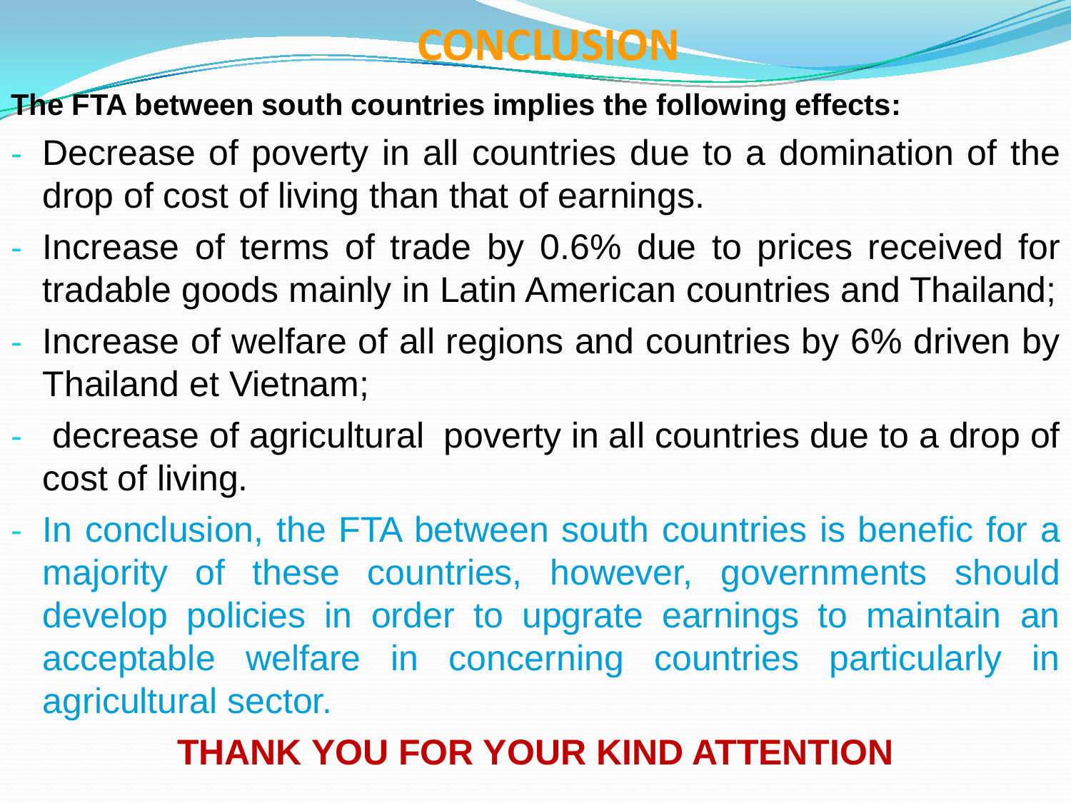# CONCLUSION

**The FTA between south countries implies the following effects:**

- Decrease of poverty in all countries due to a domination of the drop of cost of living than that of earnings.
- Increase of terms of trade by 0.6% due to prices received for tradable goods mainly in Latin American countries and Thailand;
- Increase of welfare of all regions and countries by 6% driven by Thailand et Vietnam;
- decrease of agricultural poverty in all countries due to a drop of cost of living.
- In conclusion, the FTA between south countries is benefic for a majority of these countries, however, governments should develop policies in order to upgrate earnings to maintain an acceptable welfare in concerning countries particularly in agricultural sector.

**THANK YOU FOR YOUR KIND ATTENTION**